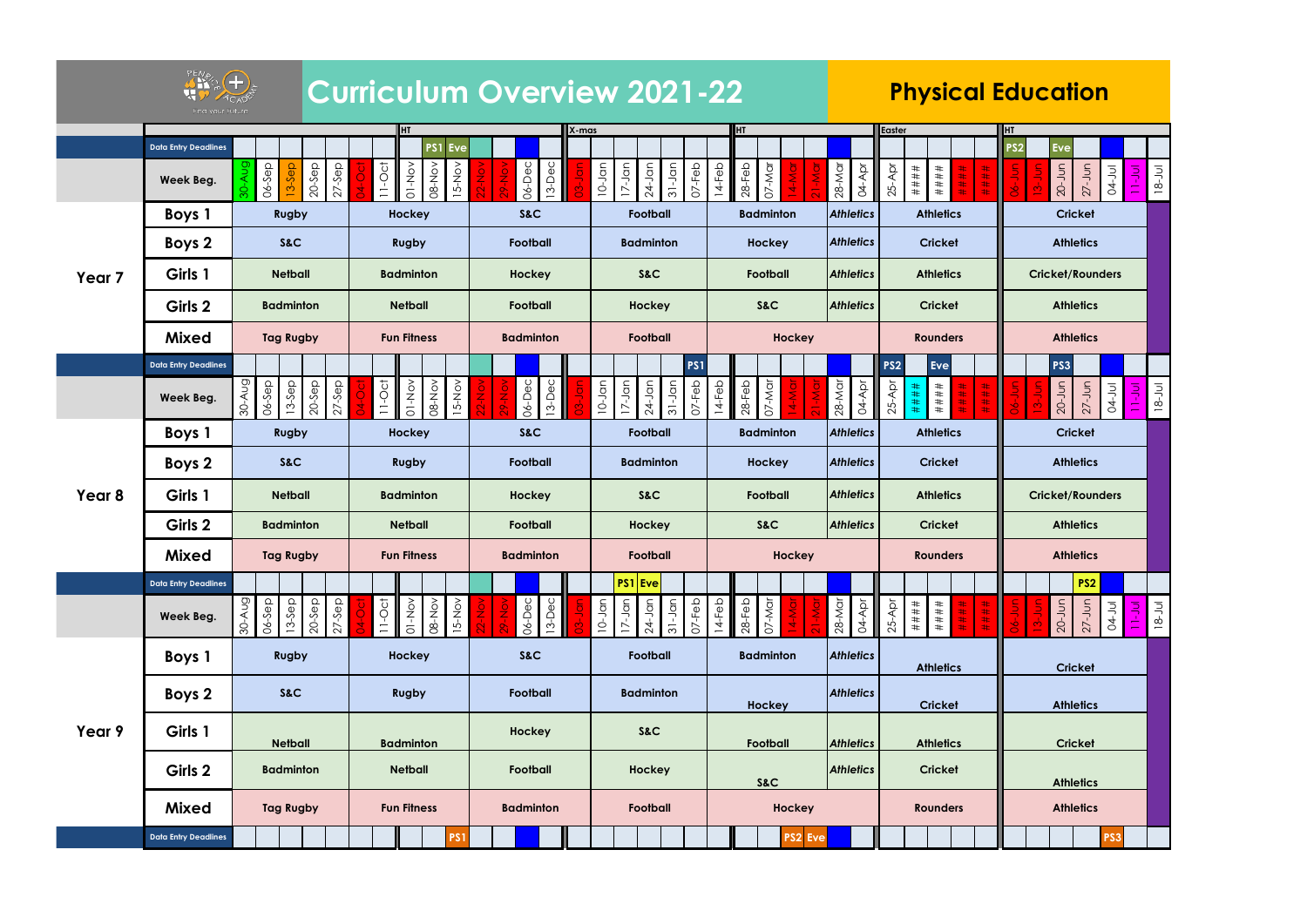# Curriculum Overview 2021-22

## Physical Education

Find your future

| | | 30-Aug | 06-Sep | 13-Sep | 20-Sep | 27-Sep | 04-Oct | 11-Oct | 01-Nov | 08-Nov | 15-Nov | 22-Nov | 29-Nov | 06-Dec | 13-Dec | 03-Jan | 10-Jan | 17-Jan | 24-Jan | 31-Jan | 07-Feb | 14-Feb | 28-Feb | 07-Mar | 14-Mar | 21-Mar | 28-Mar | 04-Apr | 25-Apr | #### | #### | #### | #### | 06-Jun | 13-Jun | 20-Jun | 27-Jun | 04-Jul | 11-Jul | 18-Jul |
|---|---|---|---|---|---|---|---|---|---|---|---|---|---|---|---|---|---|---|---|---|---|---|---|---|---|---|---|---|---|---|---|---|---|---|---|---|---|---|---|---|
| | | | | | | | | HT | | | | | | | | X-mas | | | | | | | HT | | | | | | Easter | | | | | HT | | | | | | |
| | Data Entry Deadlines | | | | | | | | | PS1 | Eve | | | | | | | | | | | | | | | | | | | | | | | PS2 | | Eve | | | | |
| **Year 7** | Boys 1 | Rugby | | | | | Hockey | | | | | S&C | | | | | Football | | | | | | Badminton | | | | *Athletics* | | Athletics | | | | | Cricket | | | | | | |
| | Boys 2 | S&C | | | | | Rugby | | | | | Football | | | | | Badminton | | | | | | Hockey | | | | *Athletics* | | Cricket | | | | | Athletics | | | | | | |
| | Girls 1 | Netball | | | | | Badminton | | | | | Hockey | | | | | S&C | | | | | | Football | | | | *Athletics* | | Athletics | | | | | Cricket/Rounders | | | | | | |
| | Girls 2 | Badminton | | | | | Netball | | | | | Football | | | | | Hockey | | | | | | S&C | | | | *Athletics* | | Cricket | | | | | Athletics | | | | | | |
| | Mixed | Tag Rugby | | | | | Fun Fitness | | | | | Badminton | | | | | Football | | | | | | Hockey | | | | | | Rounders | | | | | Athletics | | | | | | |
| | Data Entry Deadlines | | | | | | | | | | | | | | | | | | | | PS1 | | | | | | | | PS2 | | Eve | | | | | PS3 | | | | |
| **Year 8** | Boys 1 | Rugby | | | | | Hockey | | | | | S&C | | | | | Football | | | | | | Badminton | | | | *Athletics* | | Athletics | | | | | Cricket | | | | | | |
| | Boys 2 | S&C | | | | | Rugby | | | | | Football | | | | | Badminton | | | | | | Hockey | | | | *Athletics* | | Cricket | | | | | Athletics | | | | | | |
| | Girls 1 | Netball | | | | | Badminton | | | | | Hockey | | | | | S&C | | | | | | Football | | | | *Athletics* | | Athletics | | | | | Cricket/Rounders | | | | | | |
| | Girls 2 | Badminton | | | | | Netball | | | | | Football | | | | | Hockey | | | | | | S&C | | | | *Athletics* | | Cricket | | | | | Athletics | | | | | | |
| | Mixed | Tag Rugby | | | | | Fun Fitness | | | | | Badminton | | | | | Football | | | | | | Hockey | | | | | | Rounders | | | | | Athletics | | | | | | |
| | Data Entry Deadlines | | | | | | | | | | | | | | | | PS1 | Eve | | | | | | | | | | | | | | | | | | PS2 | | | | |
| **Year 9** | Boys 1 | Rugby | | | | | Hockey | | | | | S&C | | | | | Football | | | | | | Badminton | | | | *Athletics* | | Athletics | | | | | Cricket | | | | | | |
| | Boys 2 | S&C | | | | | Rugby | | | | | Football | | | | | Badminton | | | | | | Hockey | | | | *Athletics* | | Cricket | | | | | Athletics | | | | | | |
| | Girls 1 | Netball | | | | | Badminton | | | | | Hockey | | | | | S&C | | | | | | Football | | | | *Athletics* | | Athletics | | | | | Cricket | | | | | | |
| | Girls 2 | Badminton | | | | | Netball | | | | | Football | | | | | Hockey | | | | | | S&C | | | | *Athletics* | | Cricket | | | | | Athletics | | | | | | |
| | Mixed | Tag Rugby | | | | | Fun Fitness | | | | | Badminton | | | | | Football | | | | | | Hockey | | | | | | Rounders | | | | | Athletics | | | | | | |
| | Data Entry Deadlines | | | | | | | | | | PS1 | | | | | | | | | | | | | | PS2 | Eve | | | | | | | | | | | PS3 | | | |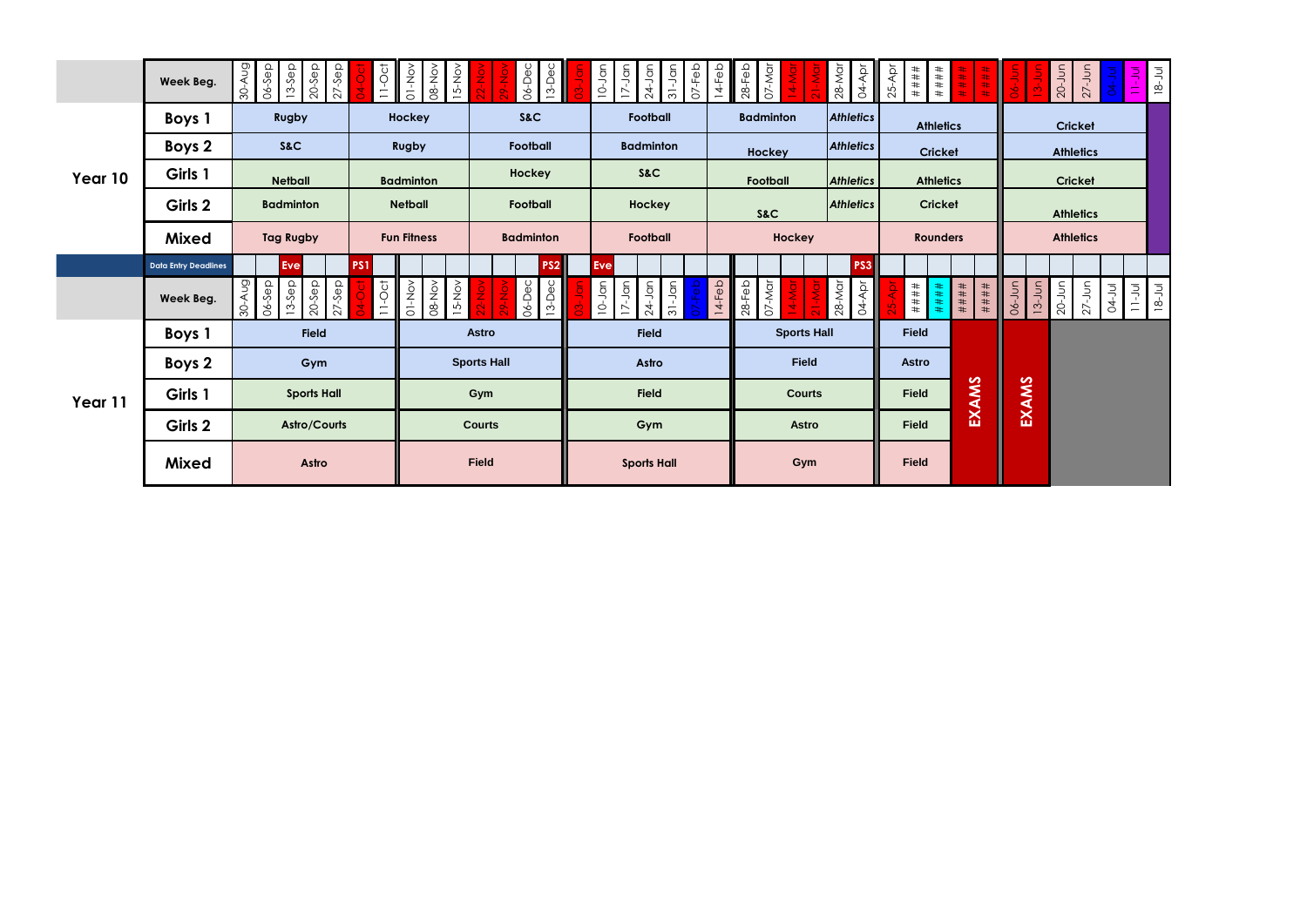## Year 10

| Week Beg. | Boys 1 | Boys 2 | Girls 1 | Girls 2 | Mixed |
|---|---|---|---|---|---|
| 30-Aug – 27-Sep | Rugby | S&C | Netball | Badminton | Tag Rugby |
| 04-Oct – 15-Nov | Hockey | Rugby | Badminton | Netball | Fun Fitness |
| 22-Nov – 03-Jan | S&C | Football | Hockey | Football | Badminton |
| 10-Jan – 07-Feb | Football | Badminton | S&C | Hockey | Football |
| 14-Feb – 21-Mar | Badminton | Hockey | Football | S&C | Hockey |
| 28-Mar – 04-Apr | *Athletics* | *Athletics* | *Athletics* | *Athletics* | Hockey |
| 25-Apr – #### | Athletics | Cricket | Athletics | Cricket | Rounders |
| 06-Jun – 11-Jul | Cricket | Athletics | Cricket | Athletics | Athletics |
| 18-Jul | | | | | |

## Data Entry Deadlines

| Week Beg. | Deadline |
|---|---|
| 13-Sep | Eve |
| 04-Oct | PS1 |
| 13-Dec | PS2 |
| 10-Jan | Eve |
| 04-Apr | PS3 |

## Year 11

| Week Beg. | Boys 1 | Boys 2 | Girls 1 | Girls 2 | Mixed |
|---|---|---|---|---|---|
| 30-Aug – 11-Oct | Field | Gym | Sports Hall | Astro/Courts | Astro |
| 01-Nov – 13-Dec | Astro | Sports Hall | Gym | Courts | Field |
| 03-Jan – 14-Feb | Field | Astro | Field | Gym | Sports Hall |
| 28-Feb – 04-Apr | Sports Hall | Field | Courts | Astro | Gym |
| 25-Apr – #### | Field | Astro | Field | Field | Field |
| #### – #### | EXAMS | EXAMS | EXAMS | EXAMS | EXAMS |
| 06-Jun – 13-Jun | EXAMS | EXAMS | EXAMS | EXAMS | EXAMS |
| 20-Jun – 18-Jul | | | | | |